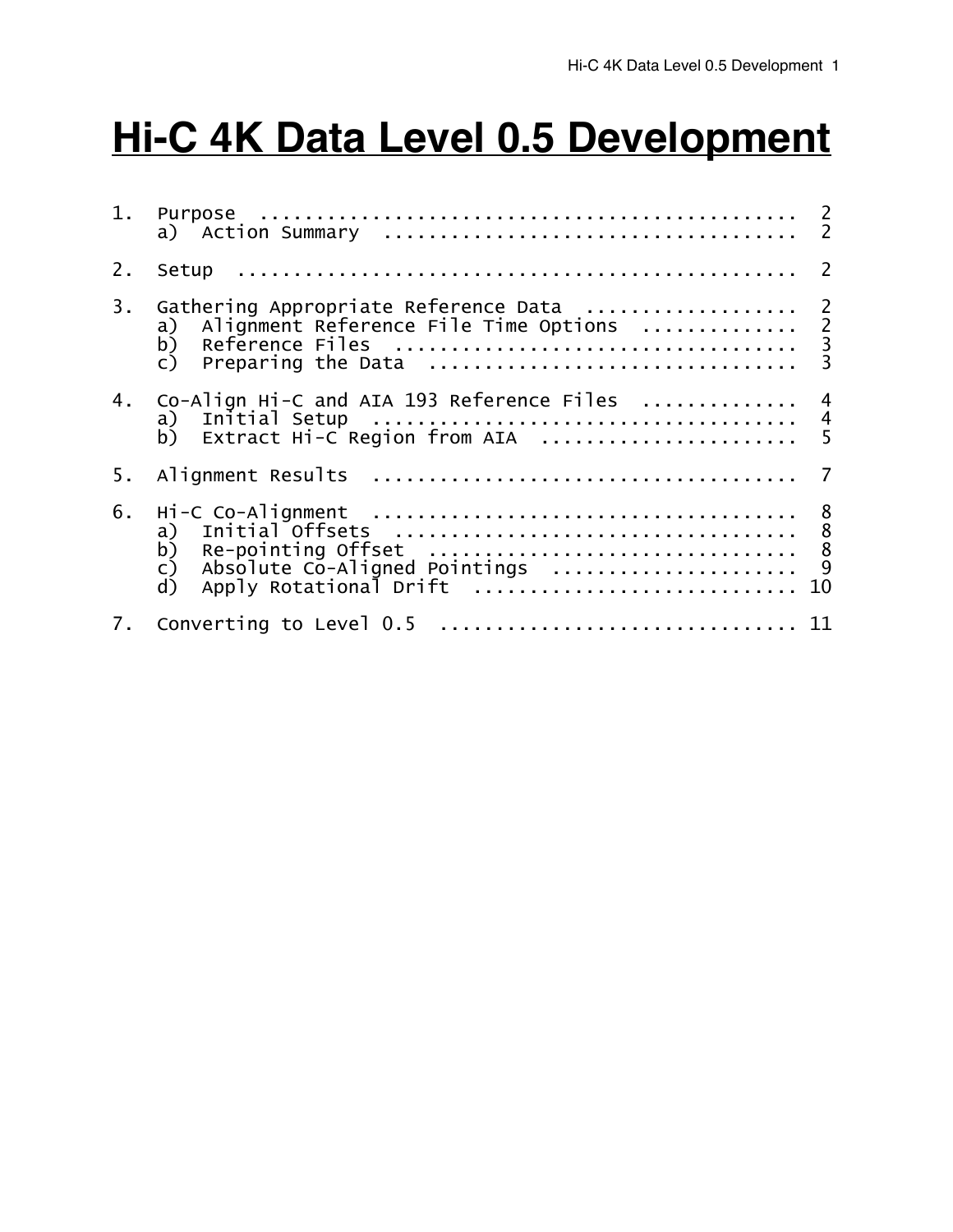# Hi-C 4K Data Level 0.5 Development

```
1.  Purpose  ................................................  2
    a)  Action Summary  ....................................  2

2.  Setup  ..................................................  2

3.  Gathering Appropriate Reference Data  ..................  2
    a)  Alignment Reference File Time Options  .............  2
    b)  Reference Files  ...................................  3
    c)  Preparing the Data  ................................  3

4.  Co-Align Hi-C and AIA 193 Reference Files  .............  4
    a)  Initial Setup  .....................................  4
    b)  Extract Hi-C Region from AIA  ......................  5

5.  Alignment Results  .....................................  7

6.  Hi-C Co-Alignment  .....................................  8
    a)  Initial Offsets  ...................................  8
    b)  Re-pointing Offset  ................................  8
    c)  Absolute Co-Aligned Pointings  .....................  9
    d)  Apply Rotational Drift  ............................ 10

7.  Converting to Level 0.5  ............................... 11
```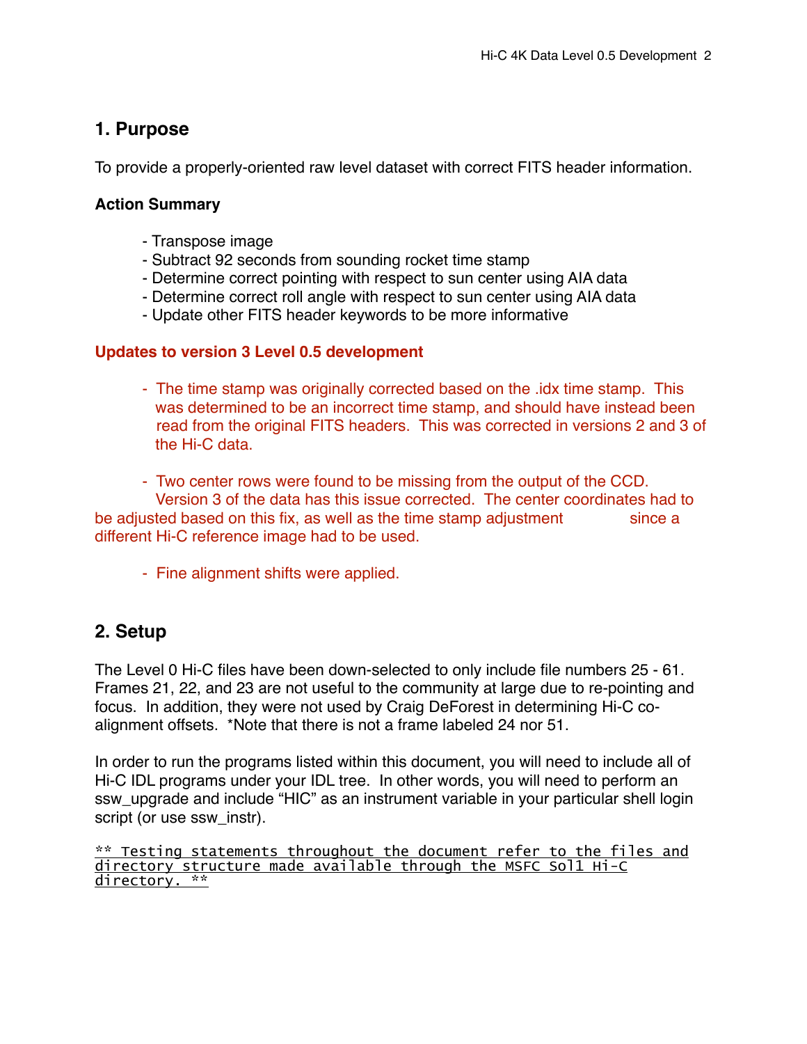## 1. Purpose

To provide a properly-oriented raw level dataset with correct FITS header information.

### Action Summary

- Transpose image
- Subtract 92 seconds from sounding rocket time stamp
- Determine correct pointing with respect to sun center using AIA data
- Determine correct roll angle with respect to sun center using AIA data
- Update other FITS header keywords to be more informative

### Updates to version 3 Level 0.5 development

- The time stamp was originally corrected based on the .idx time stamp. This was determined to be an incorrect time stamp, and should have instead been read from the original FITS headers. This was corrected in versions 2 and 3 of the Hi-C data.

- Two center rows were found to be missing from the output of the CCD. Version 3 of the data has this issue corrected. The center coordinates had to be adjusted based on this fix, as well as the time stamp adjustment since a different Hi-C reference image had to be used.

- Fine alignment shifts were applied.

## 2. Setup

The Level 0 Hi-C files have been down-selected to only include file numbers 25 - 61. Frames 21, 22, and 23 are not useful to the community at large due to re-pointing and focus. In addition, they were not used by Craig DeForest in determining Hi-C co-alignment offsets. *Note that there is not a frame labeled 24 nor 51.

In order to run the programs listed within this document, you will need to include all of Hi-C IDL programs under your IDL tree. In other words, you will need to perform an ssw_upgrade and include "HIC" as an instrument variable in your particular shell login script (or use ssw_instr).

`** Testing statements throughout the document refer to the files and directory structure made available through the MSFC Sol1 Hi-C directory. **`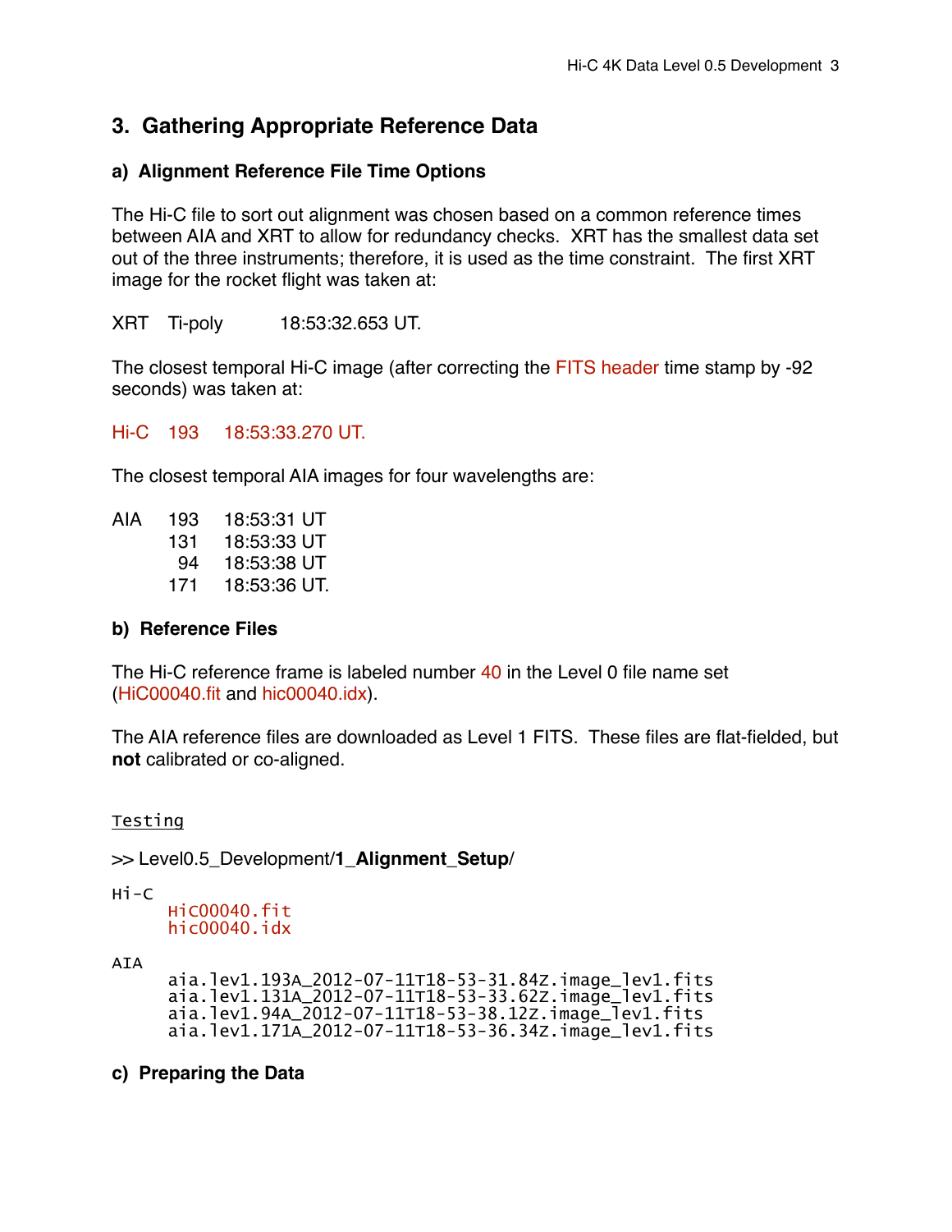## 3. Gathering Appropriate Reference Data

### a) Alignment Reference File Time Options

The Hi-C file to sort out alignment was chosen based on a common reference times between AIA and XRT to allow for redundancy checks. XRT has the smallest data set out of the three instruments; therefore, it is used as the time constraint. The first XRT image for the rocket flight was taken at:

XRT Ti-poly 18:53:32.653 UT.

The closest temporal Hi-C image (after correcting the FITS header time stamp by -92 seconds) was taken at:

Hi-C 193 18:53:33.270 UT.

The closest temporal AIA images for four wavelengths are:

| | | |
|---|---|---|
| AIA | 193 | 18:53:31 UT |
| | 131 | 18:53:33 UT |
| | 94 | 18:53:38 UT |
| | 171 | 18:53:36 UT. |

### b) Reference Files

The Hi-C reference frame is labeled number 40 in the Level 0 file name set (HiC00040.fit and hic00040.idx).

The AIA reference files are downloaded as Level 1 FITS. These files are flat-fielded, but **not** calibrated or co-aligned.

Testing

>> Level0.5_Development/**1_Alignment_Setup**/

```
Hi-C
     HiC00040.fit
     hic00040.idx

AIA
     aia.lev1.193A_2012-07-11T18-53-31.84Z.image_lev1.fits
     aia.lev1.131A_2012-07-11T18-53-33.62Z.image_lev1.fits
     aia.lev1.94A_2012-07-11T18-53-38.12Z.image_lev1.fits
     aia.lev1.171A_2012-07-11T18-53-36.34Z.image_lev1.fits
```

### c) Preparing the Data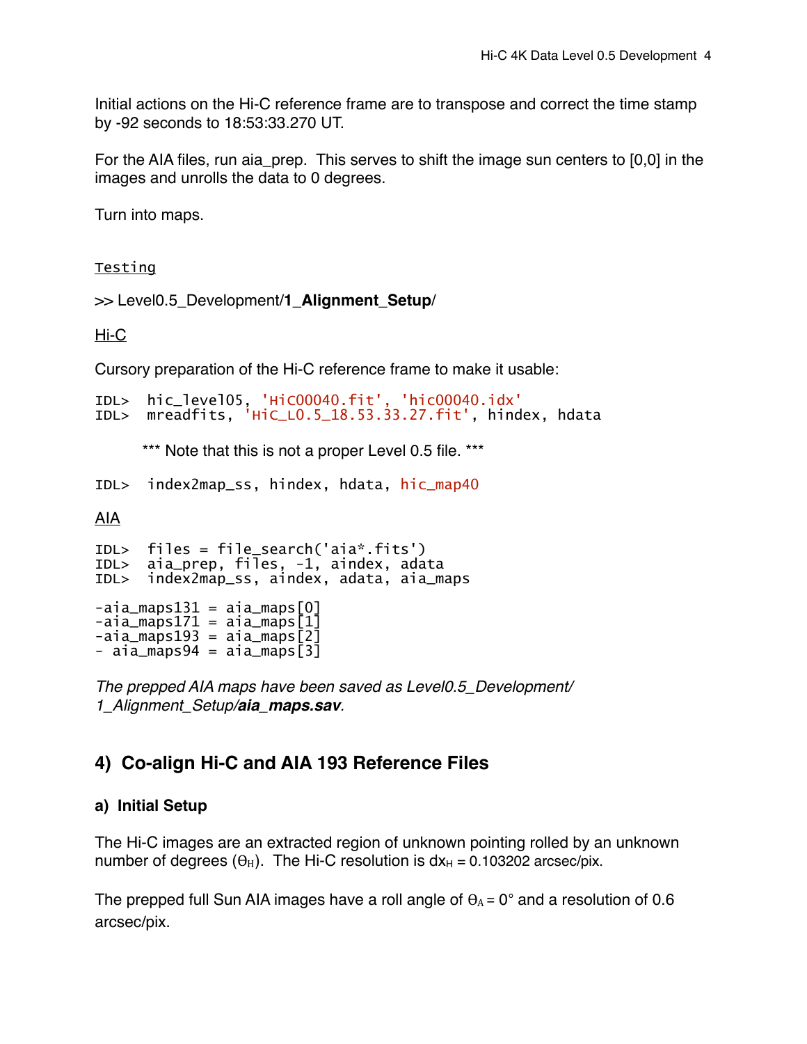Initial actions on the Hi-C reference frame are to transpose and correct the time stamp by -92 seconds to 18:53:33.270 UT.

For the AIA files, run aia_prep. This serves to shift the image sun centers to [0,0] in the images and unrolls the data to 0 degrees.

Turn into maps.

Testing

>> Level0.5_Development/**1_Alignment_Setup**/

Hi-C

Cursory preparation of the Hi-C reference frame to make it usable:

```
IDL>  hic_level05, 'HiC00040.fit', 'hic00040.idx'
IDL>  mreadfits, 'HiC_L0.5_18.53.33.27.fit', hindex, hdata
```

*** Note that this is not a proper Level 0.5 file. ***

```
IDL>  index2map_ss, hindex, hdata, hic_map40
```

AIA

```
IDL>  files = file_search('aia*.fits')
IDL>  aia_prep, files, -1, aindex, adata
IDL>  index2map_ss, aindex, adata, aia_maps
```

```
-aia_maps131 = aia_maps[0]
-aia_maps171 = aia_maps[1]
-aia_maps193 = aia_maps[2]
- aia_maps94 = aia_maps[3]
```

*The prepped AIA maps have been saved as Level0.5_Development/1_Alignment_Setup/**aia_maps.sav**.*

## 4) Co-align Hi-C and AIA 193 Reference Files

### a) Initial Setup

The Hi-C images are an extracted region of unknown pointing rolled by an unknown number of degrees ($\Theta_H$). The Hi-C resolution is $dx_H$ = 0.103202 arcsec/pix.

The prepped full Sun AIA images have a roll angle of $\Theta_A = 0°$ and a resolution of 0.6 arcsec/pix.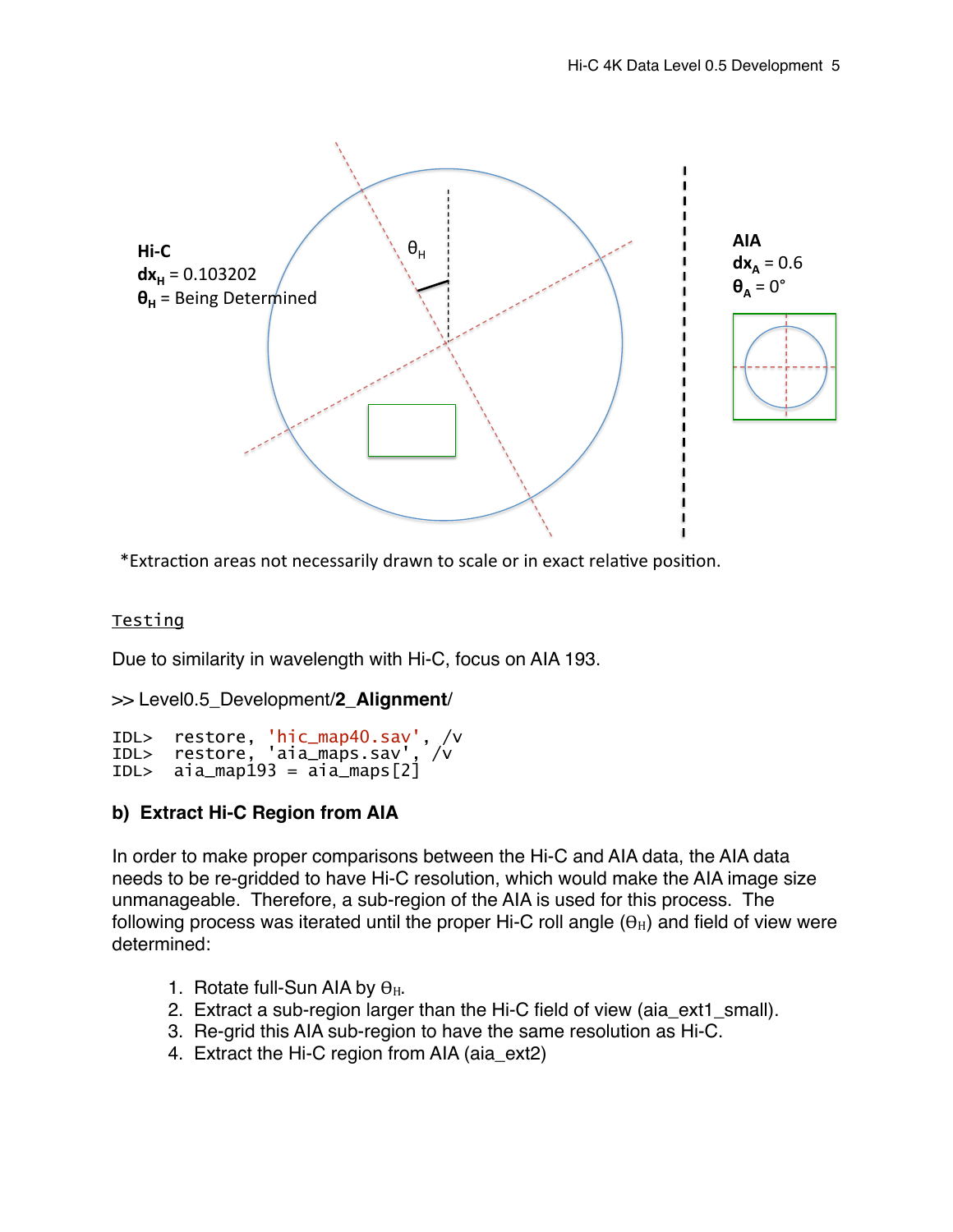**Hi-C**
$dx_H$ = 0.103202
$\theta_H$ = Being Determined

**AIA**
$dx_A$ = 0.6
$\theta_A$ = 0°

*Extraction areas not necessarily drawn to scale or in exact relative position.

Testing

Due to similarity in wavelength with Hi-C, focus on AIA 193.

>> Level0.5_Development/**2_Alignment**/

```
IDL>  restore, 'hic_map40.sav', /v
IDL>  restore, 'aia_maps.sav', /v
IDL>  aia_map193 = aia_maps[2]
```

### b) Extract Hi-C Region from AIA

In order to make proper comparisons between the Hi-C and AIA data, the AIA data needs to be re-gridded to have Hi-C resolution, which would make the AIA image size unmanageable. Therefore, a sub-region of the AIA is used for this process. The following process was iterated until the proper Hi-C roll angle ($\Theta_H$) and field of view were determined:

1. Rotate full-Sun AIA by $\Theta_H$.
2. Extract a sub-region larger than the Hi-C field of view (aia_ext1_small).
3. Re-grid this AIA sub-region to have the same resolution as Hi-C.
4. Extract the Hi-C region from AIA (aia_ext2)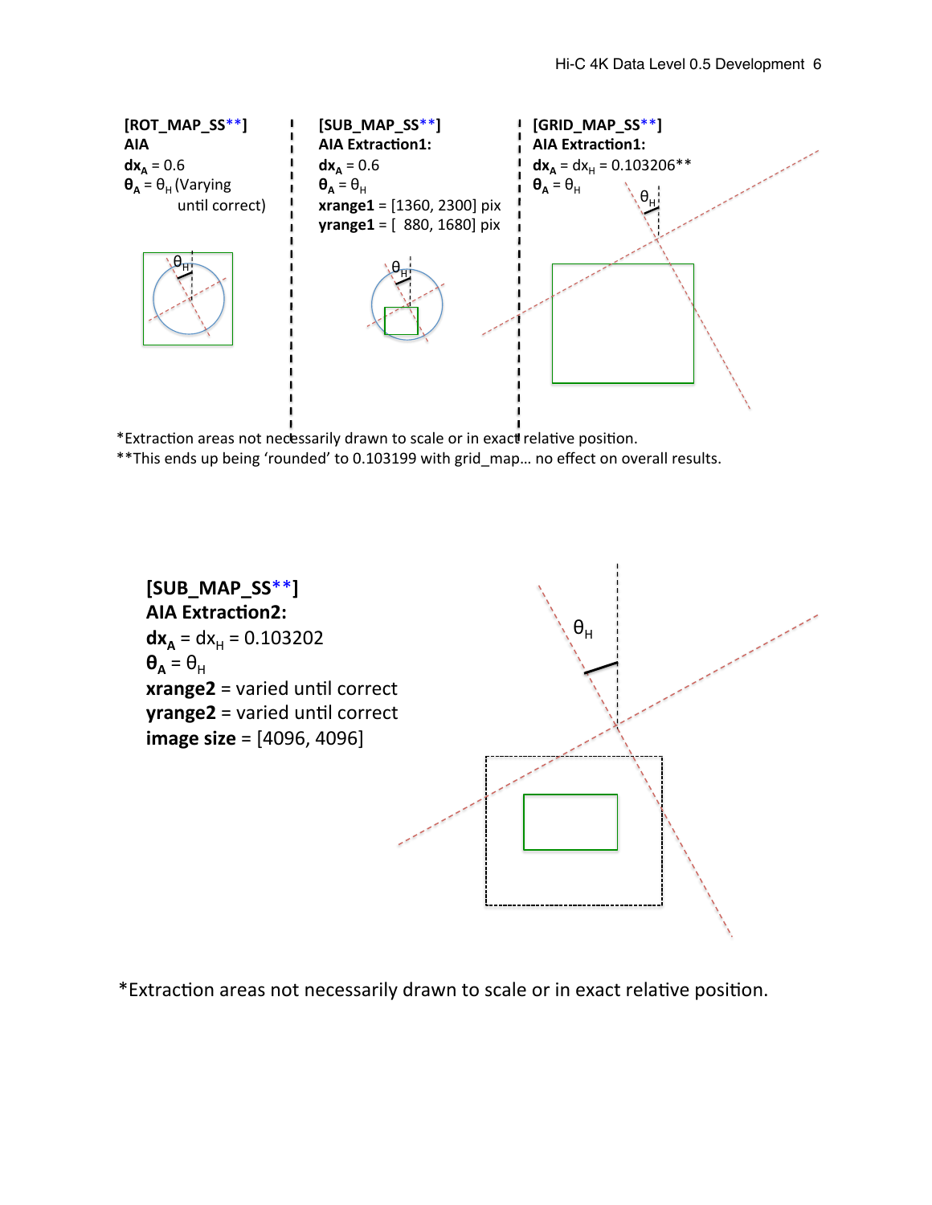**[ROT_MAP_SS**]**
**AIA**
$dx_A = 0.6$
$\theta_A = \theta_H$ (Varying until correct)

**[SUB_MAP_SS**]**
**AIA Extraction1:**
$dx_A = 0.6$
$\theta_A = \theta_H$
**xrange1** = [1360, 2300] pix
**yrange1** = [ 880, 1680] pix

**[GRID_MAP_SS**]**
**AIA Extraction1:**
$dx_A = dx_H = 0.103206$**
$\theta_A = \theta_H$

*Extraction areas not necessarily drawn to scale or in exact relative position.
**This ends up being 'rounded' to 0.103199 with grid_map… no effect on overall results.

**[SUB_MAP_SS**]**
**AIA Extraction2:**
$dx_A = dx_H = 0.103202$
$\theta_A = \theta_H$
**xrange2** = varied until correct
**yrange2** = varied until correct
**image size** = [4096, 4096]

*Extraction areas not necessarily drawn to scale or in exact relative position.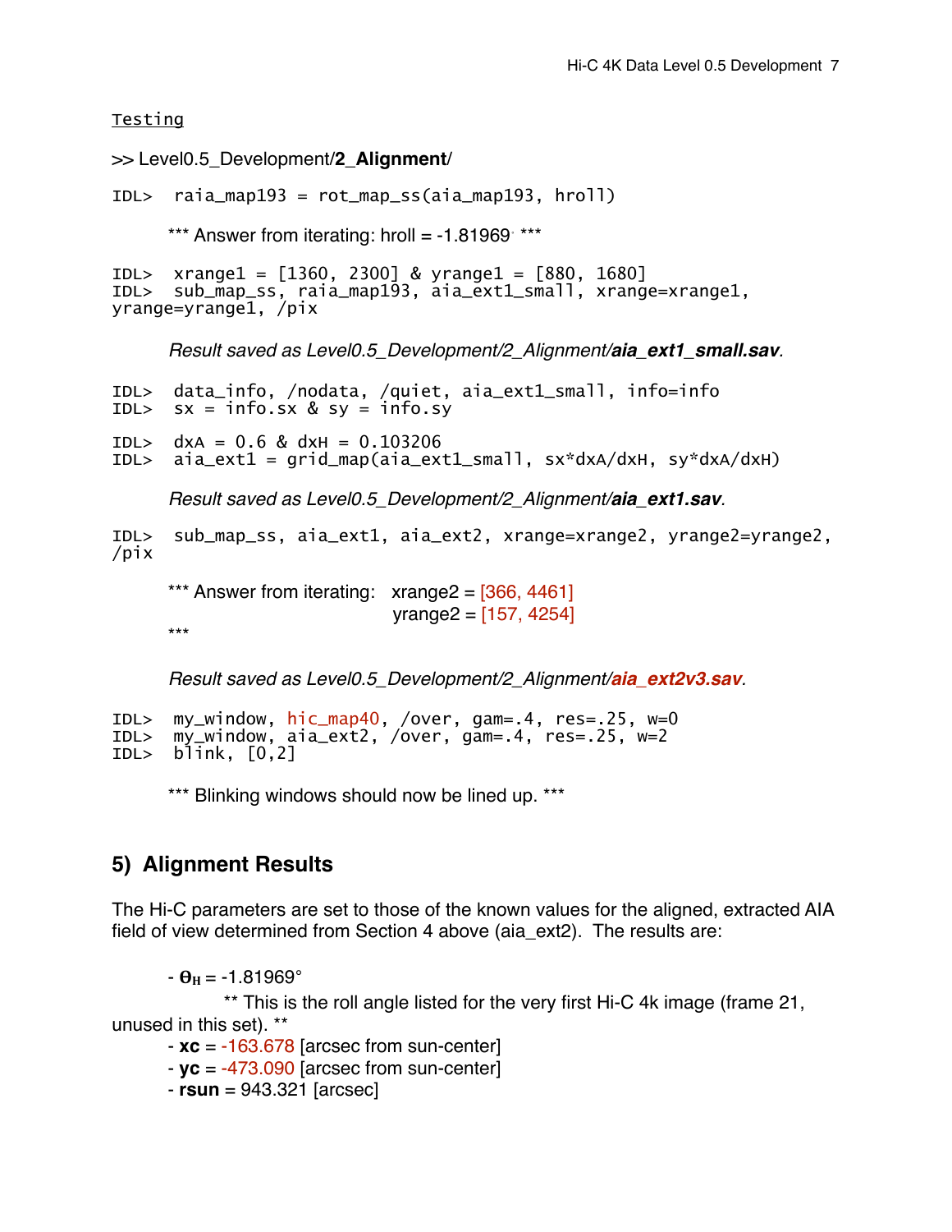Testing

>> Level0.5_Development/**2_Alignment**/

```
IDL>  raia_map193 = rot_map_ss(aia_map193, hroll)
```

*** Answer from iterating: hroll = -1.81969° ***

```
IDL>  xrange1 = [1360, 2300] & yrange1 = [880, 1680]
IDL>  sub_map_ss, raia_map193, aia_ext1_small, xrange=xrange1,
yrange=yrange1, /pix
```

*Result saved as Level0.5_Development/2_Alignment/**aia_ext1_small.sav**.*

```
IDL>  data_info, /nodata, /quiet, aia_ext1_small, info=info
IDL>  sx = info.sx & sy = info.sy

IDL>  dxA = 0.6 & dxH = 0.103206
IDL>  aia_ext1 = grid_map(aia_ext1_small, sx*dxA/dxH, sy*dxA/dxH)
```

*Result saved as Level0.5_Development/2_Alignment/**aia_ext1.sav**.*

```
IDL>  sub_map_ss, aia_ext1, aia_ext2, xrange=xrange2, yrange2=yrange2,
/pix
```

*** Answer from iterating: xrange2 = [366, 4461]
yrange2 = [157, 4254]
***

*Result saved as Level0.5_Development/2_Alignment/**aia_ext2v3.sav**.*

```
IDL>  my_window, hic_map40, /over, gam=.4, res=.25, w=0
IDL>  my_window, aia_ext2, /over, gam=.4, res=.25, w=2
IDL>  blink, [0,2]
```

*** Blinking windows should now be lined up. ***

## 5) Alignment Results

The Hi-C parameters are set to those of the known values for the aligned, extracted AIA field of view determined from Section 4 above (aia_ext2). The results are:

- $\theta_H$ = -1.81969°
  ** This is the roll angle listed for the very first Hi-C 4k image (frame 21, unused in this set). **
- **xc** = -163.678 [arcsec from sun-center]
- **yc** = -473.090 [arcsec from sun-center]
- **rsun** = 943.321 [arcsec]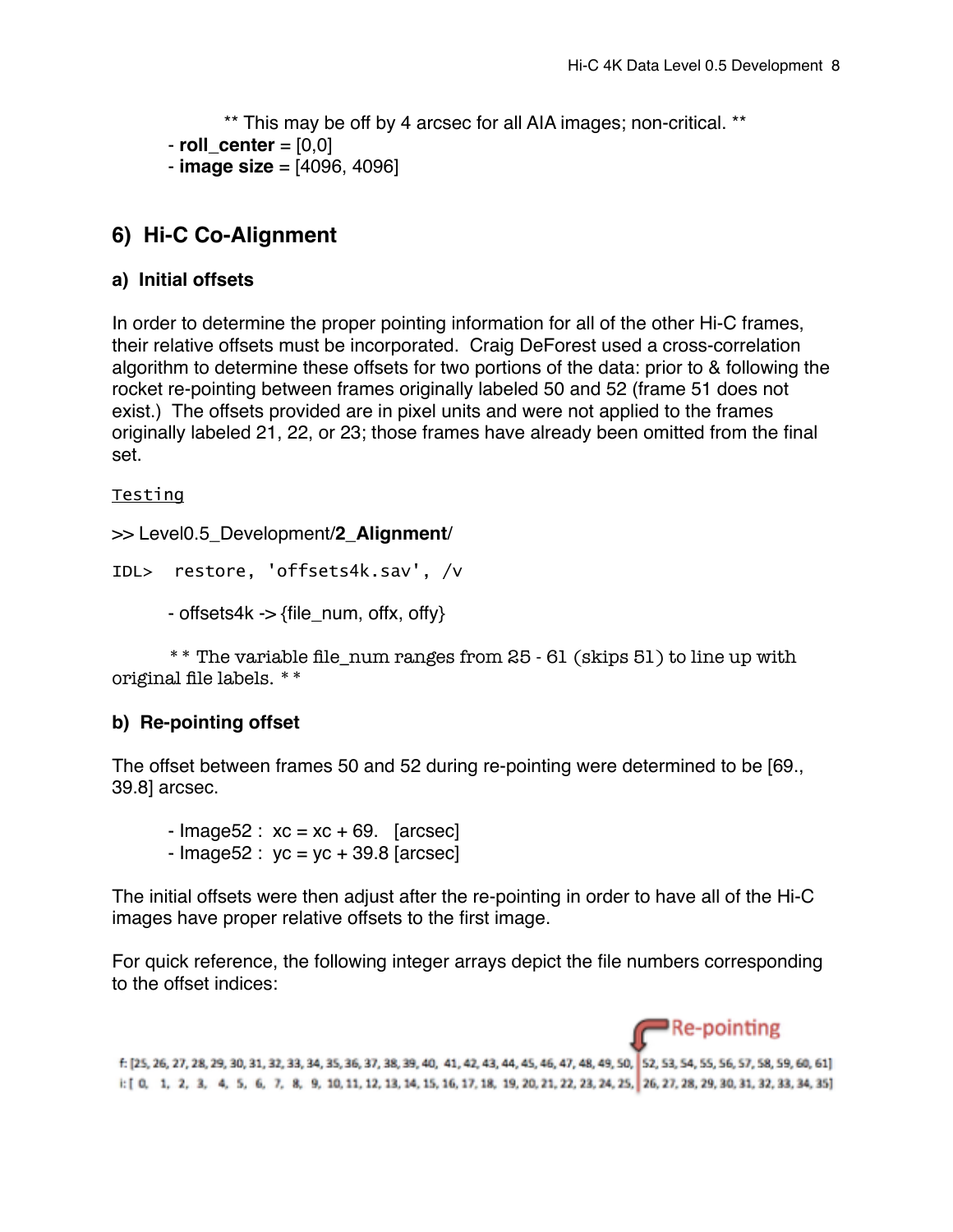** This may be off by 4 arcsec for all AIA images; non-critical. **

- **roll_center** = [0,0]
- **image size** = [4096, 4096]

## 6) Hi-C Co-Alignment

### a) Initial offsets

In order to determine the proper pointing information for all of the other Hi-C frames, their relative offsets must be incorporated. Craig DeForest used a cross-correlation algorithm to determine these offsets for two portions of the data: prior to & following the rocket re-pointing between frames originally labeled 50 and 52 (frame 51 does not exist.) The offsets provided are in pixel units and were not applied to the frames originally labeled 21, 22, or 23; those frames have already been omitted from the final set.

Testing

>> Level0.5_Development/**2_Alignment**/

```
IDL>  restore, 'offsets4k.sav', /v
```

- offsets4k -> {file_num, offx, offy}

** The variable file_num ranges from 25 - 61 (skips 51) to line up with original file labels. **

### b) Re-pointing offset

The offset between frames 50 and 52 during re-pointing were determined to be [69., 39.8] arcsec.

- Image52 : xc = xc + 69. [arcsec]
- Image52 : yc = yc + 39.8 [arcsec]

The initial offsets were then adjust after the re-pointing in order to have all of the Hi-C images have proper relative offsets to the first image.

For quick reference, the following integer arrays depict the file numbers corresponding to the offset indices:

Re-pointing

f: [25, 26, 27, 28, 29, 30, 31, 32, 33, 34, 35, 36, 37, 38, 39, 40, 41, 42, 43, 44, 45, 46, 47, 48, 49, 50, | 52, 53, 54, 55, 56, 57, 58, 59, 60, 61]
i: [ 0, 1, 2, 3, 4, 5, 6, 7, 8, 9, 10, 11, 12, 13, 14, 15, 16, 17, 18, 19, 20, 21, 22, 23, 24, 25, | 26, 27, 28, 29, 30, 31, 32, 33, 34, 35]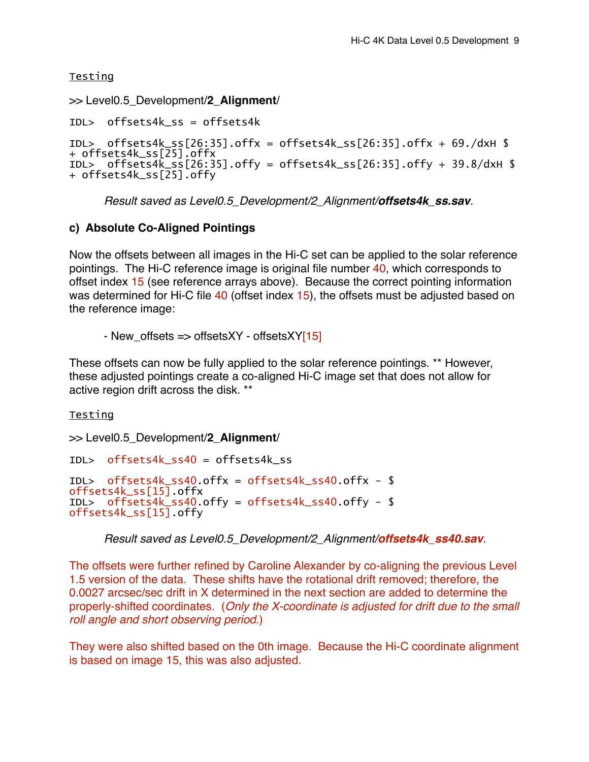Testing

>> Level0.5_Development/**2_Alignment**/

```
IDL>  offsets4k_ss = offsets4k

IDL>  offsets4k_ss[26:35].offx = offsets4k_ss[26:35].offx + 69./dxH $
+ offsets4k_ss[25].offx
IDL>  offsets4k_ss[26:35].offy = offsets4k_ss[26:35].offy + 39.8/dxH $
+ offsets4k_ss[25].offy
```

*Result saved as Level0.5_Development/2_Alignment/**offsets4k_ss.sav**.*

**c) Absolute Co-Aligned Pointings**

Now the offsets between all images in the Hi-C set can be applied to the solar reference pointings. The Hi-C reference image is original file number 40, which corresponds to offset index 15 (see reference arrays above). Because the correct pointing information was determined for Hi-C file 40 (offset index 15), the offsets must be adjusted based on the reference image:

- New_offsets => offsetsXY - offsetsXY[15]

These offsets can now be fully applied to the solar reference pointings. ** However, these adjusted pointings create a co-aligned Hi-C image set that does not allow for active region drift across the disk. **

Testing

>> Level0.5_Development/**2_Alignment**/

```
IDL>  offsets4k_ss40 = offsets4k_ss

IDL>  offsets4k_ss40.offx = offsets4k_ss40.offx - $
offsets4k_ss[15].offx
IDL>  offsets4k_ss40.offy = offsets4k_ss40.offy - $
offsets4k_ss[15].offy
```

*Result saved as Level0.5_Development/2_Alignment/**offsets4k_ss40.sav**.*

The offsets were further refined by Caroline Alexander by co-aligning the previous Level 1.5 version of the data. These shifts have the rotational drift removed; therefore, the 0.0027 arcsec/sec drift in X determined in the next section are added to determine the properly-shifted coordinates. (*Only the X-coordinate is adjusted for drift due to the small roll angle and short observing period.*)

They were also shifted based on the 0th image. Because the Hi-C coordinate alignment is based on image 15, this was also adjusted.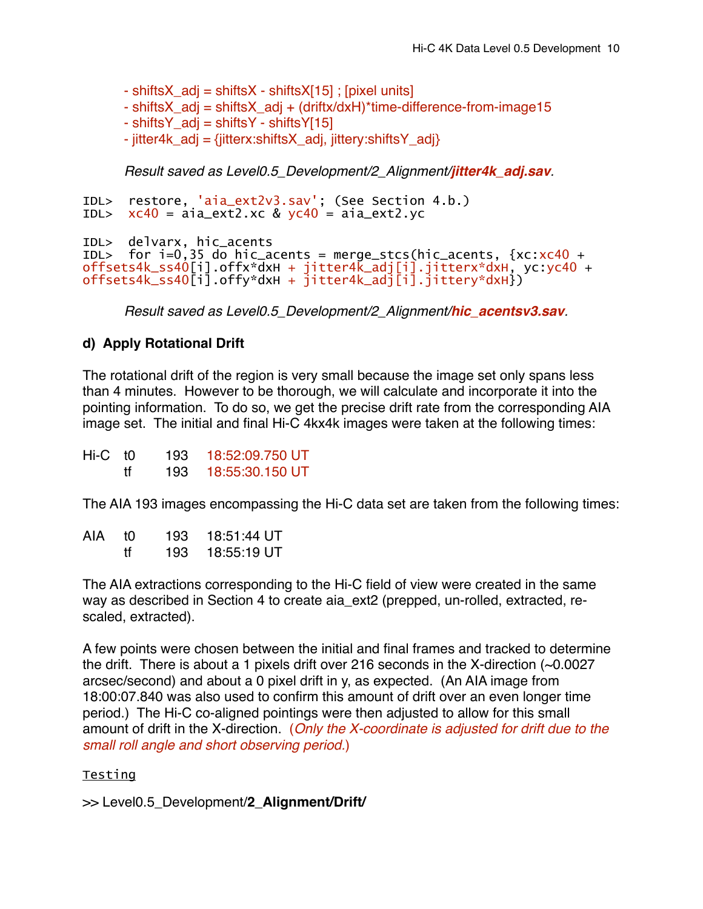- shiftsX_adj = shiftsX - shiftsX[15] ; [pixel units]
- shiftsX_adj = shiftsX_adj + (driftx/dxH)*time-difference-from-image15
- shiftsY_adj = shiftsY - shiftsY[15]
- jitter4k_adj = {jitterx:shiftsX_adj, jittery:shiftsY_adj}

*Result saved as Level0.5_Development/2_Alignment/**jitter4k_adj.sav**.*

```
IDL>  restore, 'aia_ext2v3.sav'; (See Section 4.b.)
IDL>  xc40 = aia_ext2.xc & yc40 = aia_ext2.yc

IDL>  delvarx, hic_acents
IDL>  for i=0,35 do hic_acents = merge_stcs(hic_acents, {xc:xc40 +
offsets4k_ss40[i].offx*dxH + jitter4k_adj[i].jitterx*dxH, yc:yc40 +
offsets4k_ss40[i].offy*dxH + jitter4k_adj[i].jittery*dxH})
```

*Result saved as Level0.5_Development/2_Alignment/**hic_acentsv3.sav**.*

### d) Apply Rotational Drift

The rotational drift of the region is very small because the image set only spans less than 4 minutes. However to be thorough, we will calculate and incorporate it into the pointing information. To do so, we get the precise drift rate from the corresponding AIA image set. The initial and final Hi-C 4kx4k images were taken at the following times:

| | | | |
|---|---|---|---|
| Hi-C | t0 | 193 | 18:52:09.750 UT |
| | tf | 193 | 18:55:30.150 UT |

The AIA 193 images encompassing the Hi-C data set are taken from the following times:

| | | | |
|---|---|---|---|
| AIA | t0 | 193 | 18:51:44 UT |
| | tf | 193 | 18:55:19 UT |

The AIA extractions corresponding to the Hi-C field of view were created in the same way as described in Section 4 to create aia_ext2 (prepped, un-rolled, extracted, re-scaled, extracted).

A few points were chosen between the initial and final frames and tracked to determine the drift. There is about a 1 pixels drift over 216 seconds in the X-direction (~0.0027 arcsec/second) and about a 0 pixel drift in y, as expected. (An AIA image from 18:00:07.840 was also used to confirm this amount of drift over an even longer time period.) The Hi-C co-aligned pointings were then adjusted to allow for this small amount of drift in the X-direction. (*Only the X-coordinate is adjusted for drift due to the small roll angle and short observing period.*)

Testing

>> Level0.5_Development/**2_Alignment/Drift/**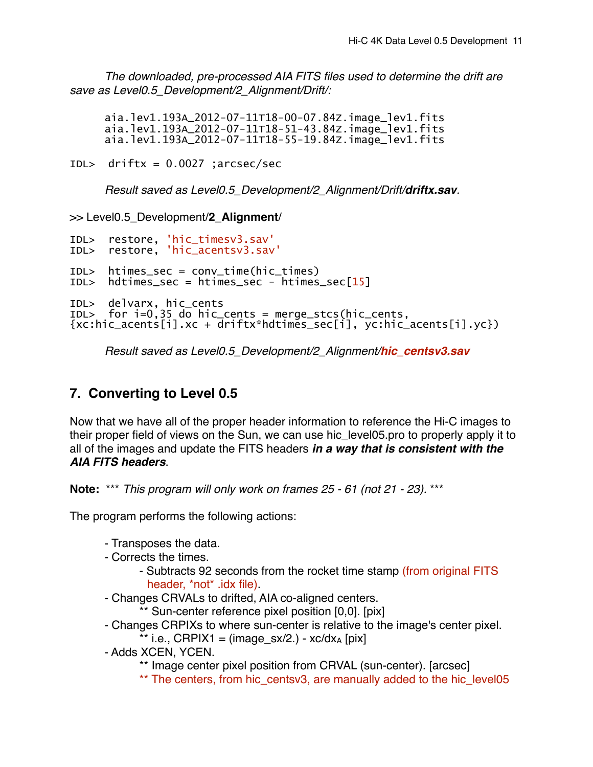*The downloaded, pre-processed AIA FITS files used to determine the drift are save as Level0.5_Development/2_Alignment/Drift/:*

```
aia.lev1.193A_2012-07-11T18-00-07.84Z.image_lev1.fits
aia.lev1.193A_2012-07-11T18-51-43.84Z.image_lev1.fits
aia.lev1.193A_2012-07-11T18-55-19.84Z.image_lev1.fits
```

```
IDL>  driftx = 0.0027 ;arcsec/sec
```

*Result saved as Level0.5_Development/2_Alignment/Drift/**driftx.sav**.*

>> Level0.5_Development/**2_Alignment**/

```
IDL>  restore, 'hic_timesv3.sav'
IDL>  restore, 'hic_acentsv3.sav'

IDL>  htimes_sec = conv_time(hic_times)
IDL>  hdtimes_sec = htimes_sec - htimes_sec[15]

IDL>  delvarx, hic_cents
IDL>  for i=0,35 do hic_cents = merge_stcs(hic_cents,
{xc:hic_acents[i].xc + driftx*hdtimes_sec[i], yc:hic_acents[i].yc})
```

*Result saved as Level0.5_Development/2_Alignment/**hic_centsv3.sav***

## 7. Converting to Level 0.5

Now that we have all of the proper header information to reference the Hi-C images to their proper field of views on the Sun, we can use hic_level05.pro to properly apply it to all of the images and update the FITS headers ***in a way that is consistent with the AIA FITS headers***.

**Note:** *** *This program will only work on frames 25 - 61 (not 21 - 23).* ***

The program performs the following actions:

- Transposes the data.
- Corrects the times.
    - Subtracts 92 seconds from the rocket time stamp (from original FITS header, *not* .idx file).
- Changes CRVALs to drifted, AIA co-aligned centers.
    - ** Sun-center reference pixel position [0,0]. [pix]
- Changes CRPIXs to where sun-center is relative to the image's center pixel.
    - ** i.e., CRPIX1 = (image_sx/2.) - $xc/dx_A$ [pix]
- Adds XCEN, YCEN.
    - ** Image center pixel position from CRVAL (sun-center). [arcsec]
    - ** The centers, from hic_centsv3, are manually added to the hic_level05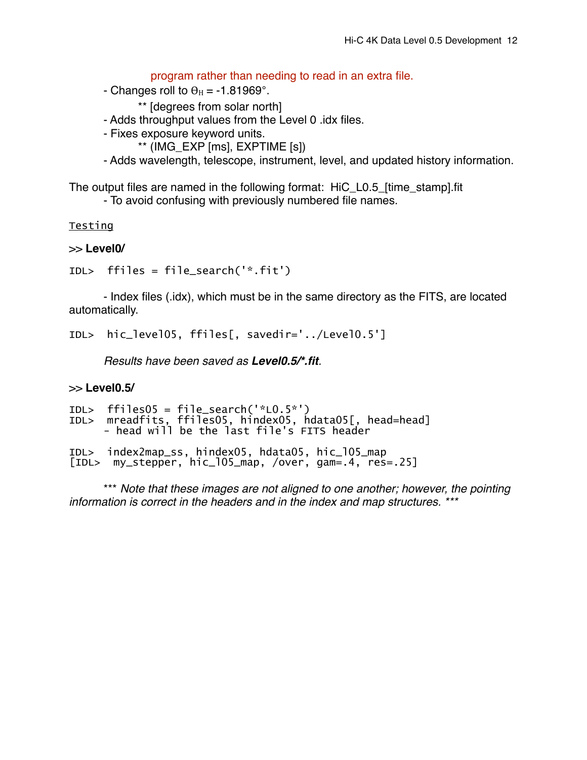program rather than needing to read in an extra file.

- Changes roll to $\Theta_H$ = -1.81969°.
  - ** [degrees from solar north]
- Adds throughput values from the Level 0 .idx files.
- Fixes exposure keyword units.
  - ** (IMG_EXP [ms], EXPTIME [s])
- Adds wavelength, telescope, instrument, level, and updated history information.

The output files are named in the following format:  HiC_L0.5_[time_stamp].fit

- To avoid confusing with previously numbered file names.

Testing

>> **Level0/**

```
IDL>  ffiles = file_search('*.fit')
```

- Index files (.idx), which must be in the same directory as the FITS, are located automatically.

```
IDL>  hic_level05, ffiles[, savedir='../Level0.5']
```

*Results have been saved as **Level0.5/*.fit**.*

>> **Level0.5/**

```
IDL>  ffiles05 = file_search('*L0.5*')
IDL>  mreadfits, ffiles05, hindex05, hdata05[, head=head]
      - head will be the last file's FITS header

IDL>  index2map_ss, hindex05, hdata05, hic_l05_map
[IDL>  my_stepper, hic_l05_map, /over, gam=.4, res=.25]
```

*** *Note that these images are not aligned to one another; however, the pointing information is correct in the headers and in the index and map structures.* ***